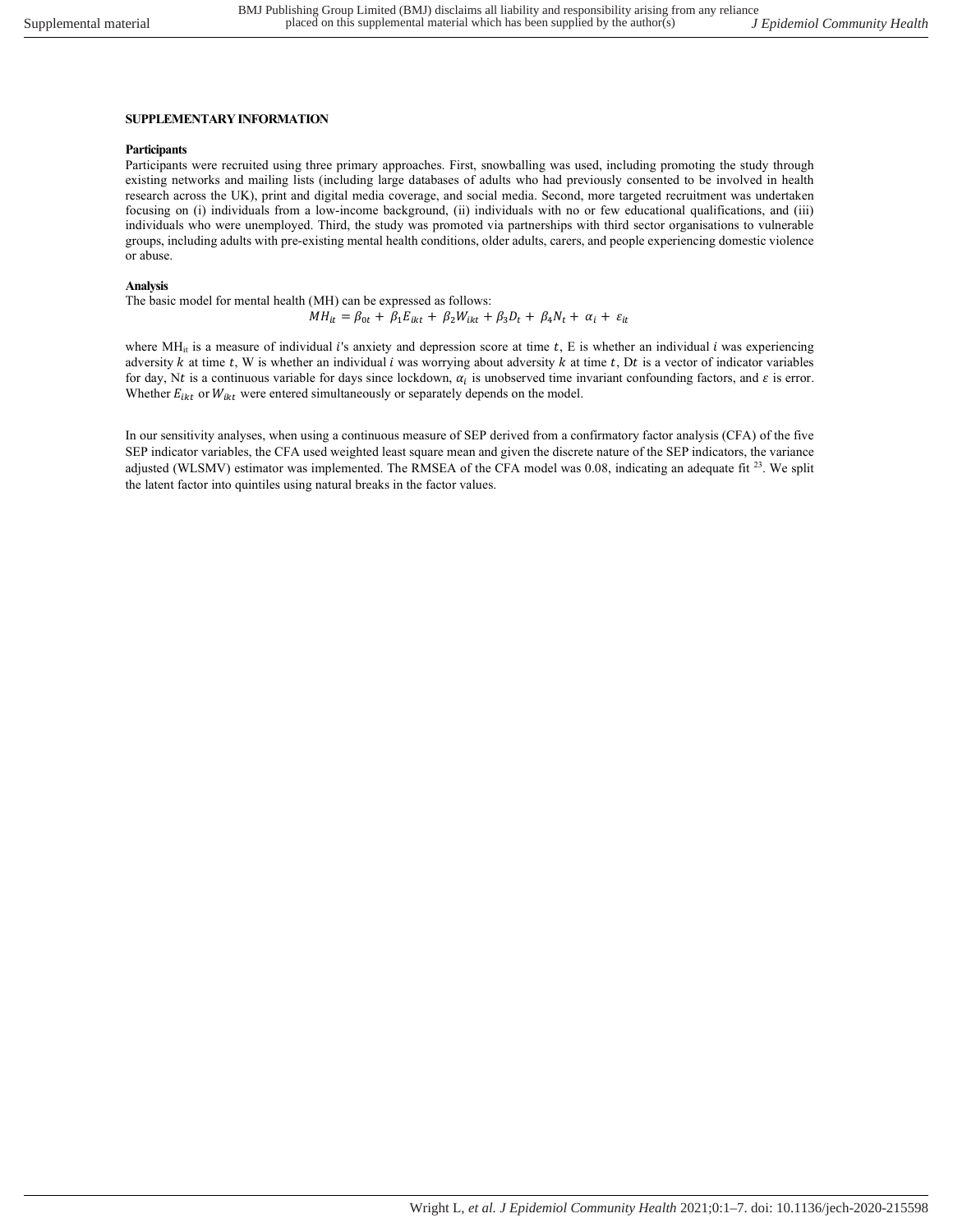**SUPPLEMENTARY INFORMATION**

**Participants**

Participants were recruited using three primary approaches. First, snowballing was used, including promoting the study through existing networks and mailing lists (including large databases of adults who had previously consented to be involved in health research across the UK), print and digital media coverage, and social media. Second, more targeted recruitment was undertaken focusing on (i) individuals from a low-income background, (ii) individuals with no or few educational qualifications, and (iii) individuals who were unemployed. Third, the study was promoted via partnerships with third sector organisations to vulnerable groups, including adults with pre-existing mental health conditions, older adults, carers, and people experiencing domestic violence or abuse.

**Analysis**

The basic model for mental health (MH) can be expressed as follows:

$$MH_{it} = \beta_{0t} + \beta_1 E_{ikt} + \beta_2 W_{ikt} + \beta_3 D_t + \beta_4 N_t + \alpha_i + \varepsilon_{it}$$

where $MH_{it}$ is a measure of individual $i$'s anxiety and depression score at time $t$, E is whether an individual $i$ was experiencing adversity $k$ at time $t$, W is whether an individual $i$ was worrying about adversity $k$ at time $t$, $Dt$ is a vector of indicator variables for day, $Nt$ is a continuous variable for days since lockdown, $\alpha_i$ is unobserved time invariant confounding factors, and $\varepsilon$ is error. Whether $E_{ikt}$ or $W_{ikt}$ were entered simultaneously or separately depends on the model.

In our sensitivity analyses, when using a continuous measure of SEP derived from a confirmatory factor analysis (CFA) of the five SEP indicator variables, the CFA used weighted least square mean and given the discrete nature of the SEP indicators, the variance adjusted (WLSMV) estimator was implemented. The RMSEA of the CFA model was 0.08, indicating an adequate fit [23]. We split the latent factor into quintiles using natural breaks in the factor values.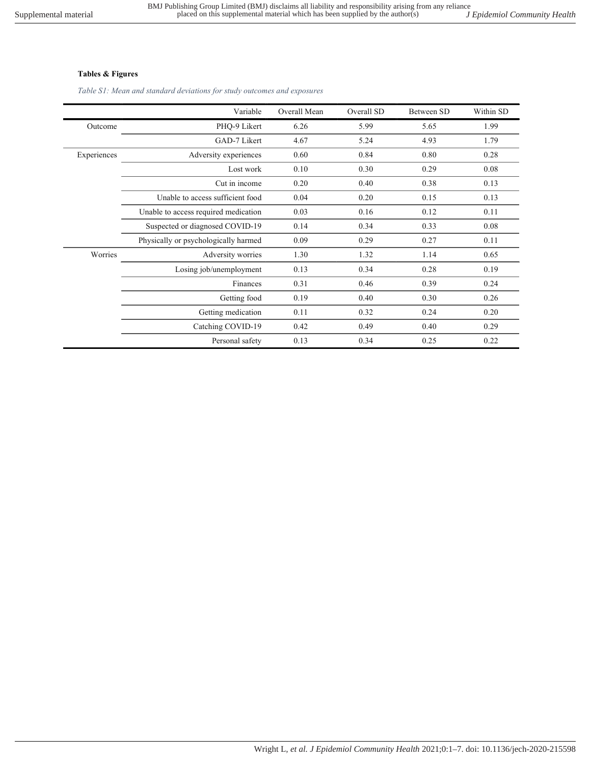**Tables & Figures**

*Table S1: Mean and standard deviations for study outcomes and exposures*

| | Variable | Overall Mean | Overall SD | Between SD | Within SD |
|---|---|---|---|---|---|
| Outcome | PHQ-9 Likert | 6.26 | 5.99 | 5.65 | 1.99 |
| | GAD-7 Likert | 4.67 | 5.24 | 4.93 | 1.79 |
| Experiences | Adversity experiences | 0.60 | 0.84 | 0.80 | 0.28 |
| | Lost work | 0.10 | 0.30 | 0.29 | 0.08 |
| | Cut in income | 0.20 | 0.40 | 0.38 | 0.13 |
| | Unable to access sufficient food | 0.04 | 0.20 | 0.15 | 0.13 |
| | Unable to access required medication | 0.03 | 0.16 | 0.12 | 0.11 |
| | Suspected or diagnosed COVID-19 | 0.14 | 0.34 | 0.33 | 0.08 |
| | Physically or psychologically harmed | 0.09 | 0.29 | 0.27 | 0.11 |
| Worries | Adversity worries | 1.30 | 1.32 | 1.14 | 0.65 |
| | Losing job/unemployment | 0.13 | 0.34 | 0.28 | 0.19 |
| | Finances | 0.31 | 0.46 | 0.39 | 0.24 |
| | Getting food | 0.19 | 0.40 | 0.30 | 0.26 |
| | Getting medication | 0.11 | 0.32 | 0.24 | 0.20 |
| | Catching COVID-19 | 0.42 | 0.49 | 0.40 | 0.29 |
| | Personal safety | 0.13 | 0.34 | 0.25 | 0.22 |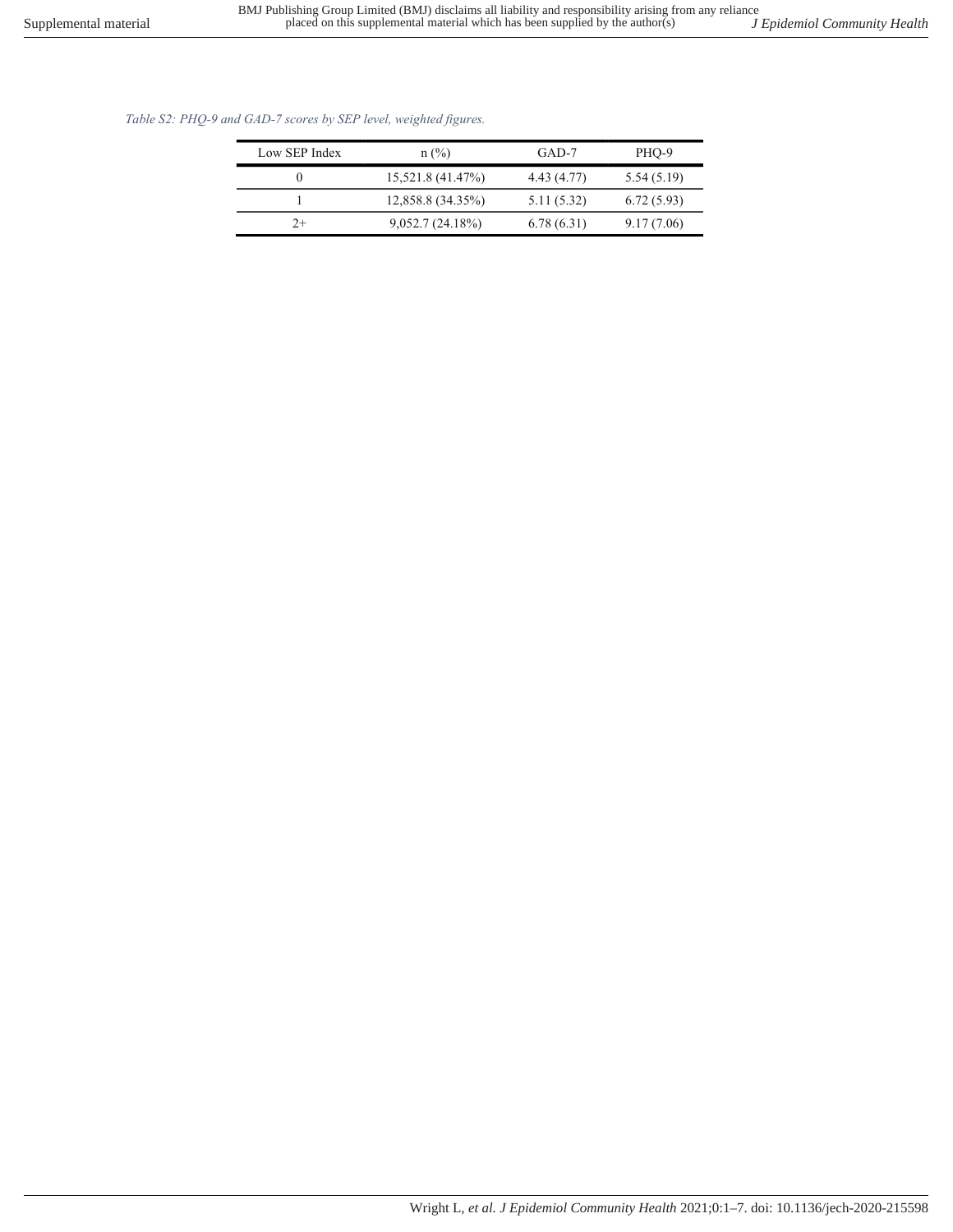*Table S2: PHQ-9 and GAD-7 scores by SEP level, weighted figures.*

| Low SEP Index | n (%) | GAD-7 | PHQ-9 |
|---|---|---|---|
| 0 | 15,521.8 (41.47%) | 4.43 (4.77) | 5.54 (5.19) |
| 1 | 12,858.8 (34.35%) | 5.11 (5.32) | 6.72 (5.93) |
| 2+ | 9,052.7 (24.18%) | 6.78 (6.31) | 9.17 (7.06) |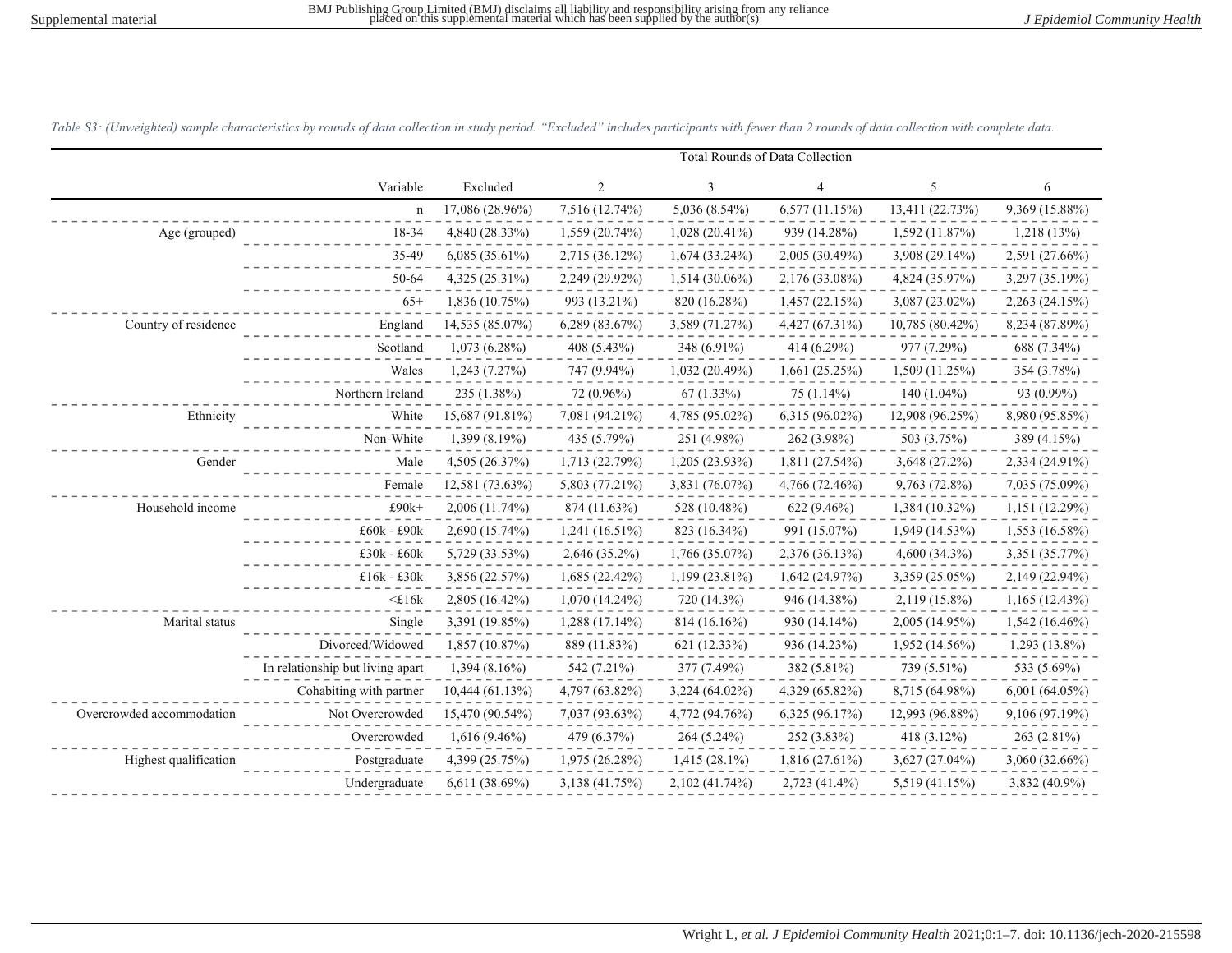*Table S3: (Unweighted) sample characteristics by rounds of data collection in study period. "Excluded" includes participants with fewer than 2 rounds of data collection with complete data.*

| | | | Total Rounds of Data Collection | | | | |
|---|---|---|---|---|---|---|---|
| | Variable | Excluded | 2 | 3 | 4 | 5 | 6 |
| | n | 17,086 (28.96%) | 7,516 (12.74%) | 5,036 (8.54%) | 6,577 (11.15%) | 13,411 (22.73%) | 9,369 (15.88%) |
| Age (grouped) | 18-34 | 4,840 (28.33%) | 1,559 (20.74%) | 1,028 (20.41%) | 939 (14.28%) | 1,592 (11.87%) | 1,218 (13%) |
| | 35-49 | 6,085 (35.61%) | 2,715 (36.12%) | 1,674 (33.24%) | 2,005 (30.49%) | 3,908 (29.14%) | 2,591 (27.66%) |
| | 50-64 | 4,325 (25.31%) | 2,249 (29.92%) | 1,514 (30.06%) | 2,176 (33.08%) | 4,824 (35.97%) | 3,297 (35.19%) |
| | 65+ | 1,836 (10.75%) | 993 (13.21%) | 820 (16.28%) | 1,457 (22.15%) | 3,087 (23.02%) | 2,263 (24.15%) |
| Country of residence | England | 14,535 (85.07%) | 6,289 (83.67%) | 3,589 (71.27%) | 4,427 (67.31%) | 10,785 (80.42%) | 8,234 (87.89%) |
| | Scotland | 1,073 (6.28%) | 408 (5.43%) | 348 (6.91%) | 414 (6.29%) | 977 (7.29%) | 688 (7.34%) |
| | Wales | 1,243 (7.27%) | 747 (9.94%) | 1,032 (20.49%) | 1,661 (25.25%) | 1,509 (11.25%) | 354 (3.78%) |
| | Northern Ireland | 235 (1.38%) | 72 (0.96%) | 67 (1.33%) | 75 (1.14%) | 140 (1.04%) | 93 (0.99%) |
| Ethnicity | White | 15,687 (91.81%) | 7,081 (94.21%) | 4,785 (95.02%) | 6,315 (96.02%) | 12,908 (96.25%) | 8,980 (95.85%) |
| | Non-White | 1,399 (8.19%) | 435 (5.79%) | 251 (4.98%) | 262 (3.98%) | 503 (3.75%) | 389 (4.15%) |
| Gender | Male | 4,505 (26.37%) | 1,713 (22.79%) | 1,205 (23.93%) | 1,811 (27.54%) | 3,648 (27.2%) | 2,334 (24.91%) |
| | Female | 12,581 (73.63%) | 5,803 (77.21%) | 3,831 (76.07%) | 4,766 (72.46%) | 9,763 (72.8%) | 7,035 (75.09%) |
| Household income | £90k+ | 2,006 (11.74%) | 874 (11.63%) | 528 (10.48%) | 622 (9.46%) | 1,384 (10.32%) | 1,151 (12.29%) |
| | £60k - £90k | 2,690 (15.74%) | 1,241 (16.51%) | 823 (16.34%) | 991 (15.07%) | 1,949 (14.53%) | 1,553 (16.58%) |
| | £30k - £60k | 5,729 (33.53%) | 2,646 (35.2%) | 1,766 (35.07%) | 2,376 (36.13%) | 4,600 (34.3%) | 3,351 (35.77%) |
| | £16k - £30k | 3,856 (22.57%) | 1,685 (22.42%) | 1,199 (23.81%) | 1,642 (24.97%) | 3,359 (25.05%) | 2,149 (22.94%) |
| | <£16k | 2,805 (16.42%) | 1,070 (14.24%) | 720 (14.3%) | 946 (14.38%) | 2,119 (15.8%) | 1,165 (12.43%) |
| Marital status | Single | 3,391 (19.85%) | 1,288 (17.14%) | 814 (16.16%) | 930 (14.14%) | 2,005 (14.95%) | 1,542 (16.46%) |
| | Divorced/Widowed | 1,857 (10.87%) | 889 (11.83%) | 621 (12.33%) | 936 (14.23%) | 1,952 (14.56%) | 1,293 (13.8%) |
| | In relationship but living apart | 1,394 (8.16%) | 542 (7.21%) | 377 (7.49%) | 382 (5.81%) | 739 (5.51%) | 533 (5.69%) |
| | Cohabiting with partner | 10,444 (61.13%) | 4,797 (63.82%) | 3,224 (64.02%) | 4,329 (65.82%) | 8,715 (64.98%) | 6,001 (64.05%) |
| Overcrowded accommodation | Not Overcrowded | 15,470 (90.54%) | 7,037 (93.63%) | 4,772 (94.76%) | 6,325 (96.17%) | 12,993 (96.88%) | 9,106 (97.19%) |
| | Overcrowded | 1,616 (9.46%) | 479 (6.37%) | 264 (5.24%) | 252 (3.83%) | 418 (3.12%) | 263 (2.81%) |
| Highest qualification | Postgraduate | 4,399 (25.75%) | 1,975 (26.28%) | 1,415 (28.1%) | 1,816 (27.61%) | 3,627 (27.04%) | 3,060 (32.66%) |
| | Undergraduate | 6,611 (38.69%) | 3,138 (41.75%) | 2,102 (41.74%) | 2,723 (41.4%) | 5,519 (41.15%) | 3,832 (40.9%) |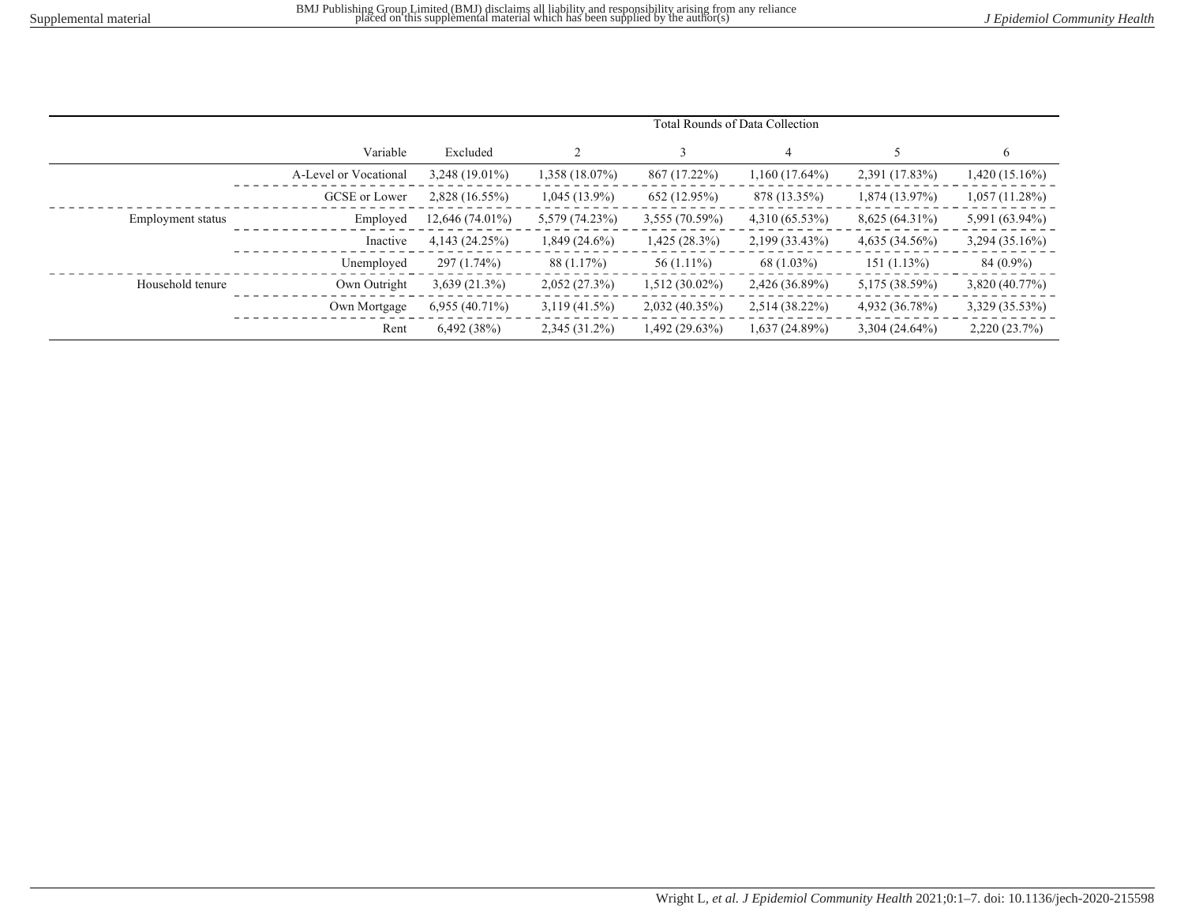| | Variable | Excluded | Total Rounds of Data Collection | | | | |
|---|---|---|---|---|---|---|---|
| | | | 2 | 3 | 4 | 5 | 6 |
| | A-Level or Vocational | 3,248 (19.01%) | 1,358 (18.07%) | 867 (17.22%) | 1,160 (17.64%) | 2,391 (17.83%) | 1,420 (15.16%) |
| | GCSE or Lower | 2,828 (16.55%) | 1,045 (13.9%) | 652 (12.95%) | 878 (13.35%) | 1,874 (13.97%) | 1,057 (11.28%) |
| Employment status | Employed | 12,646 (74.01%) | 5,579 (74.23%) | 3,555 (70.59%) | 4,310 (65.53%) | 8,625 (64.31%) | 5,991 (63.94%) |
| | Inactive | 4,143 (24.25%) | 1,849 (24.6%) | 1,425 (28.3%) | 2,199 (33.43%) | 4,635 (34.56%) | 3,294 (35.16%) |
| | Unemployed | 297 (1.74%) | 88 (1.17%) | 56 (1.11%) | 68 (1.03%) | 151 (1.13%) | 84 (0.9%) |
| Household tenure | Own Outright | 3,639 (21.3%) | 2,052 (27.3%) | 1,512 (30.02%) | 2,426 (36.89%) | 5,175 (38.59%) | 3,820 (40.77%) |
| | Own Mortgage | 6,955 (40.71%) | 3,119 (41.5%) | 2,032 (40.35%) | 2,514 (38.22%) | 4,932 (36.78%) | 3,329 (35.53%) |
| | Rent | 6,492 (38%) | 2,345 (31.2%) | 1,492 (29.63%) | 1,637 (24.89%) | 3,304 (24.64%) | 2,220 (23.7%) |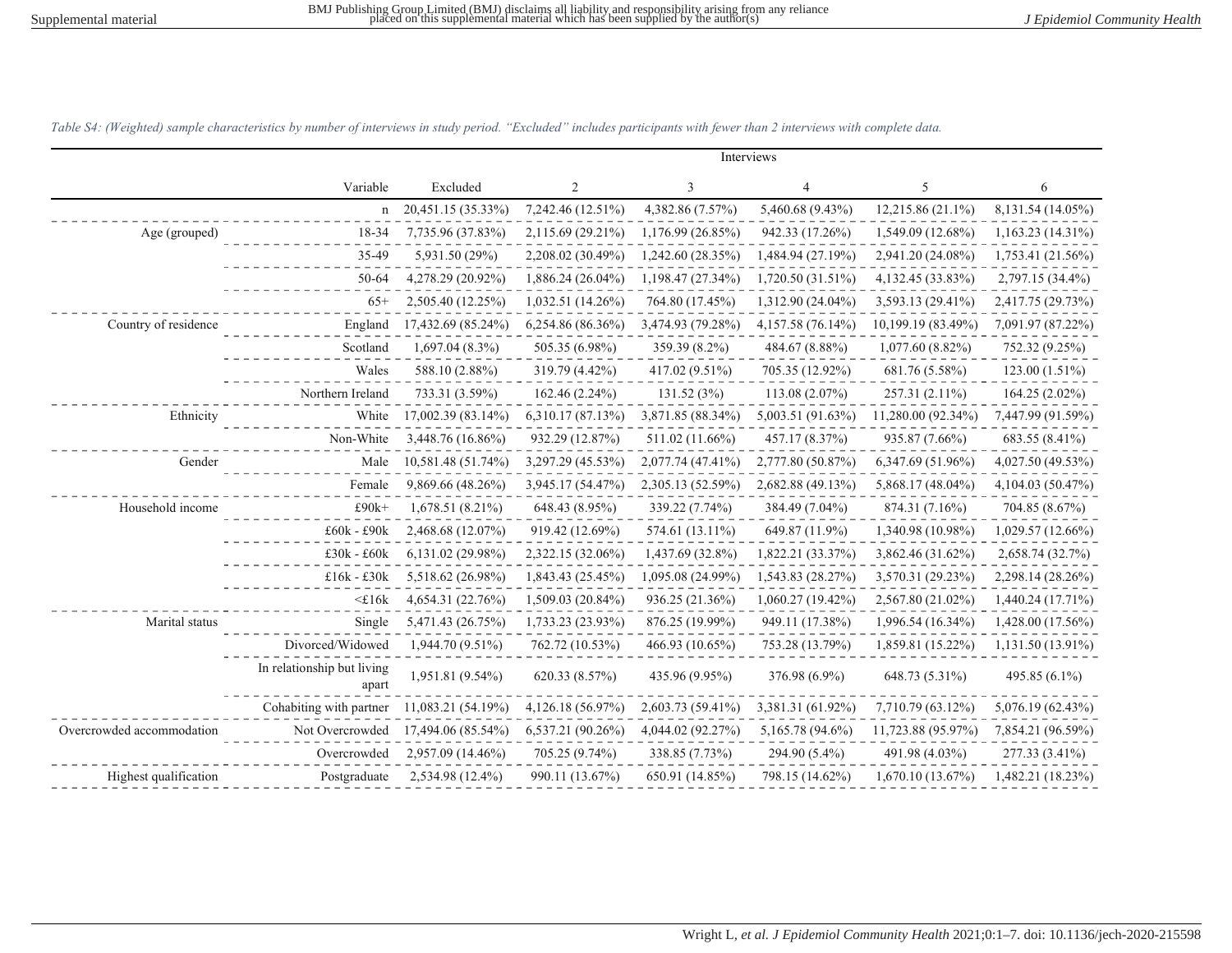*Table S4: (Weighted) sample characteristics by number of interviews in study period. "Excluded" includes participants with fewer than 2 interviews with complete data.*

| | | Interviews | | | | | |
|---|---|---|---|---|---|---|---|
| | Variable | Excluded | 2 | 3 | 4 | 5 | 6 |
| | n | 20,451.15 (35.33%) | 7,242.46 (12.51%) | 4,382.86 (7.57%) | 5,460.68 (9.43%) | 12,215.86 (21.1%) | 8,131.54 (14.05%) |
| Age (grouped) | 18-34 | 7,735.96 (37.83%) | 2,115.69 (29.21%) | 1,176.99 (26.85%) | 942.33 (17.26%) | 1,549.09 (12.68%) | 1,163.23 (14.31%) |
| | 35-49 | 5,931.50 (29%) | 2,208.02 (30.49%) | 1,242.60 (28.35%) | 1,484.94 (27.19%) | 2,941.20 (24.08%) | 1,753.41 (21.56%) |
| | 50-64 | 4,278.29 (20.92%) | 1,886.24 (26.04%) | 1,198.47 (27.34%) | 1,720.50 (31.51%) | 4,132.45 (33.83%) | 2,797.15 (34.4%) |
| | 65+ | 2,505.40 (12.25%) | 1,032.51 (14.26%) | 764.80 (17.45%) | 1,312.90 (24.04%) | 3,593.13 (29.41%) | 2,417.75 (29.73%) |
| Country of residence | England | 17,432.69 (85.24%) | 6,254.86 (86.36%) | 3,474.93 (79.28%) | 4,157.58 (76.14%) | 10,199.19 (83.49%) | 7,091.97 (87.22%) |
| | Scotland | 1,697.04 (8.3%) | 505.35 (6.98%) | 359.39 (8.2%) | 484.67 (8.88%) | 1,077.60 (8.82%) | 752.32 (9.25%) |
| | Wales | 588.10 (2.88%) | 319.79 (4.42%) | 417.02 (9.51%) | 705.35 (12.92%) | 681.76 (5.58%) | 123.00 (1.51%) |
| | Northern Ireland | 733.31 (3.59%) | 162.46 (2.24%) | 131.52 (3%) | 113.08 (2.07%) | 257.31 (2.11%) | 164.25 (2.02%) |
| Ethnicity | White | 17,002.39 (83.14%) | 6,310.17 (87.13%) | 3,871.85 (88.34%) | 5,003.51 (91.63%) | 11,280.00 (92.34%) | 7,447.99 (91.59%) |
| | Non-White | 3,448.76 (16.86%) | 932.29 (12.87%) | 511.02 (11.66%) | 457.17 (8.37%) | 935.87 (7.66%) | 683.55 (8.41%) |
| Gender | Male | 10,581.48 (51.74%) | 3,297.29 (45.53%) | 2,077.74 (47.41%) | 2,777.80 (50.87%) | 6,347.69 (51.96%) | 4,027.50 (49.53%) |
| | Female | 9,869.66 (48.26%) | 3,945.17 (54.47%) | 2,305.13 (52.59%) | 2,682.88 (49.13%) | 5,868.17 (48.04%) | 4,104.03 (50.47%) |
| Household income | £90k+ | 1,678.51 (8.21%) | 648.43 (8.95%) | 339.22 (7.74%) | 384.49 (7.04%) | 874.31 (7.16%) | 704.85 (8.67%) |
| | £60k - £90k | 2,468.68 (12.07%) | 919.42 (12.69%) | 574.61 (13.11%) | 649.87 (11.9%) | 1,340.98 (10.98%) | 1,029.57 (12.66%) |
| | £30k - £60k | 6,131.02 (29.98%) | 2,322.15 (32.06%) | 1,437.69 (32.8%) | 1,822.21 (33.37%) | 3,862.46 (31.62%) | 2,658.74 (32.7%) |
| | £16k - £30k | 5,518.62 (26.98%) | 1,843.43 (25.45%) | 1,095.08 (24.99%) | 1,543.83 (28.27%) | 3,570.31 (29.23%) | 2,298.14 (28.26%) |
| | <£16k | 4,654.31 (22.76%) | 1,509.03 (20.84%) | 936.25 (21.36%) | 1,060.27 (19.42%) | 2,567.80 (21.02%) | 1,440.24 (17.71%) |
| Marital status | Single | 5,471.43 (26.75%) | 1,733.23 (23.93%) | 876.25 (19.99%) | 949.11 (17.38%) | 1,996.54 (16.34%) | 1,428.00 (17.56%) |
| | Divorced/Widowed | 1,944.70 (9.51%) | 762.72 (10.53%) | 466.93 (10.65%) | 753.28 (13.79%) | 1,859.81 (15.22%) | 1,131.50 (13.91%) |
| | In relationship but living apart | 1,951.81 (9.54%) | 620.33 (8.57%) | 435.96 (9.95%) | 376.98 (6.9%) | 648.73 (5.31%) | 495.85 (6.1%) |
| | Cohabiting with partner | 11,083.21 (54.19%) | 4,126.18 (56.97%) | 2,603.73 (59.41%) | 3,381.31 (61.92%) | 7,710.79 (63.12%) | 5,076.19 (62.43%) |
| Overcrowded accommodation | Not Overcrowded | 17,494.06 (85.54%) | 6,537.21 (90.26%) | 4,044.02 (92.27%) | 5,165.78 (94.6%) | 11,723.88 (95.97%) | 7,854.21 (96.59%) |
| | Overcrowded | 2,957.09 (14.46%) | 705.25 (9.74%) | 338.85 (7.73%) | 294.90 (5.4%) | 491.98 (4.03%) | 277.33 (3.41%) |
| Highest qualification | Postgraduate | 2,534.98 (12.4%) | 990.11 (13.67%) | 650.91 (14.85%) | 798.15 (14.62%) | 1,670.10 (13.67%) | 1,482.21 (18.23%) |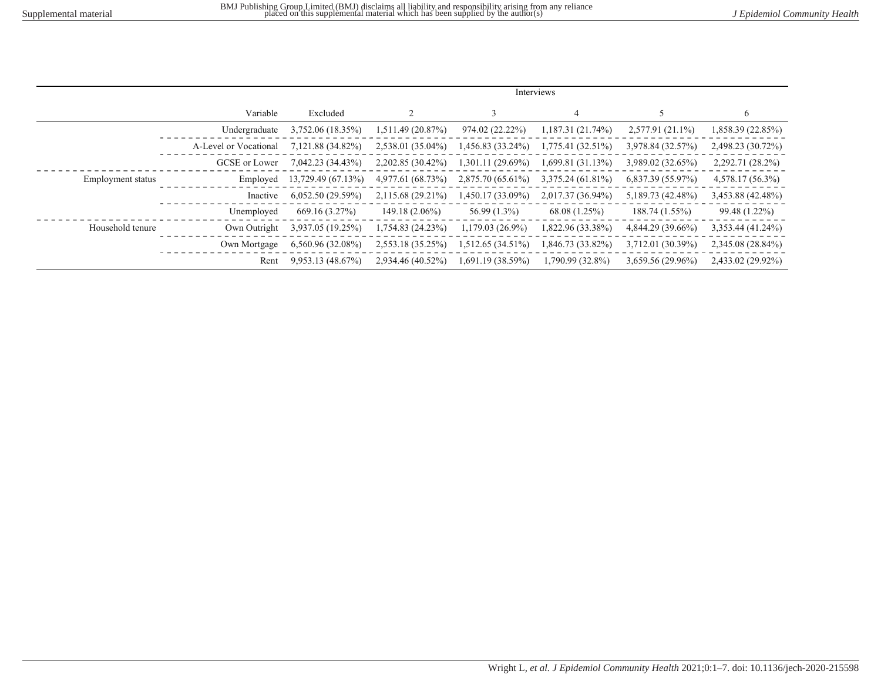| | | Interviews | | | | | |
|---|---|---|---|---|---|---|---|
| | Variable | Excluded | 2 | 3 | 4 | 5 | 6 |
| | Undergraduate | 3,752.06 (18.35%) | 1,511.49 (20.87%) | 974.02 (22.22%) | 1,187.31 (21.74%) | 2,577.91 (21.1%) | 1,858.39 (22.85%) |
| | A-Level or Vocational | 7,121.88 (34.82%) | 2,538.01 (35.04%) | 1,456.83 (33.24%) | 1,775.41 (32.51%) | 3,978.84 (32.57%) | 2,498.23 (30.72%) |
| | GCSE or Lower | 7,042.23 (34.43%) | 2,202.85 (30.42%) | 1,301.11 (29.69%) | 1,699.81 (31.13%) | 3,989.02 (32.65%) | 2,292.71 (28.2%) |
| Employment status | Employed | 13,729.49 (67.13%) | 4,977.61 (68.73%) | 2,875.70 (65.61%) | 3,375.24 (61.81%) | 6,837.39 (55.97%) | 4,578.17 (56.3%) |
| | Inactive | 6,052.50 (29.59%) | 2,115.68 (29.21%) | 1,450.17 (33.09%) | 2,017.37 (36.94%) | 5,189.73 (42.48%) | 3,453.88 (42.48%) |
| | Unemployed | 669.16 (3.27%) | 149.18 (2.06%) | 56.99 (1.3%) | 68.08 (1.25%) | 188.74 (1.55%) | 99.48 (1.22%) |
| Household tenure | Own Outright | 3,937.05 (19.25%) | 1,754.83 (24.23%) | 1,179.03 (26.9%) | 1,822.96 (33.38%) | 4,844.29 (39.66%) | 3,353.44 (41.24%) |
| | Own Mortgage | 6,560.96 (32.08%) | 2,553.18 (35.25%) | 1,512.65 (34.51%) | 1,846.73 (33.82%) | 3,712.01 (30.39%) | 2,345.08 (28.84%) |
| | Rent | 9,953.13 (48.67%) | 2,934.46 (40.52%) | 1,691.19 (38.59%) | 1,790.99 (32.8%) | 3,659.56 (29.96%) | 2,433.02 (29.92%) |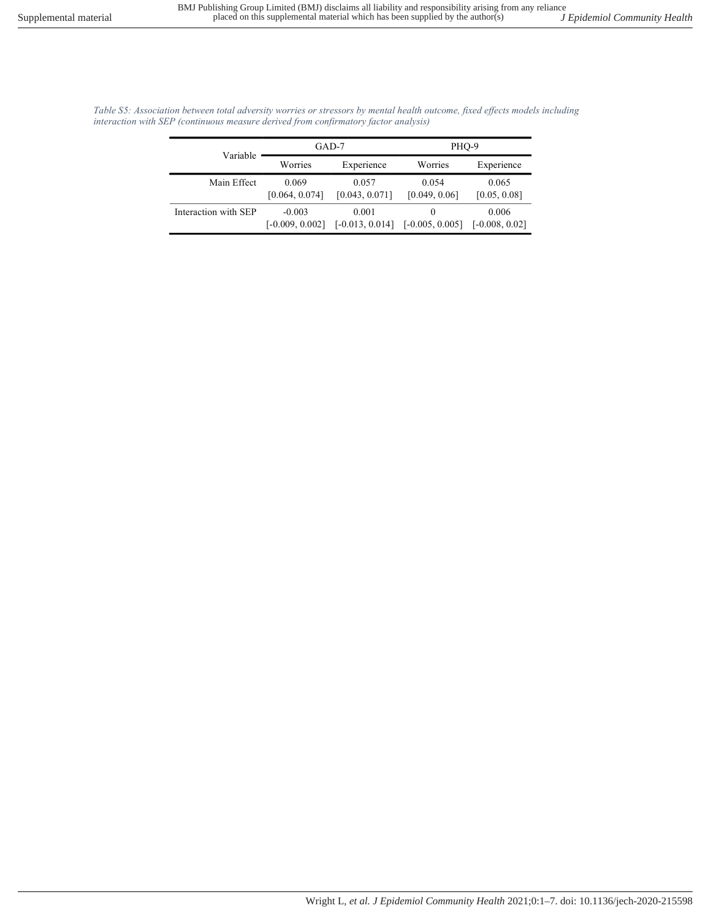*Table S5: Association between total adversity worries or stressors by mental health outcome, fixed effects models including interaction with SEP (continuous measure derived from confirmatory factor analysis)*

| Variable | GAD-7 | | PHQ-9 | |
|---|---|---|---|---|
| | Worries | Experience | Worries | Experience |
| Main Effect | 0.069 [0.064, 0.074] | 0.057 [0.043, 0.071] | 0.054 [0.049, 0.06] | 0.065 [0.05, 0.08] |
| Interaction with SEP | -0.003 [-0.009, 0.002] | 0.001 [-0.013, 0.014] | 0 [-0.005, 0.005] | 0.006 [-0.008, 0.02] |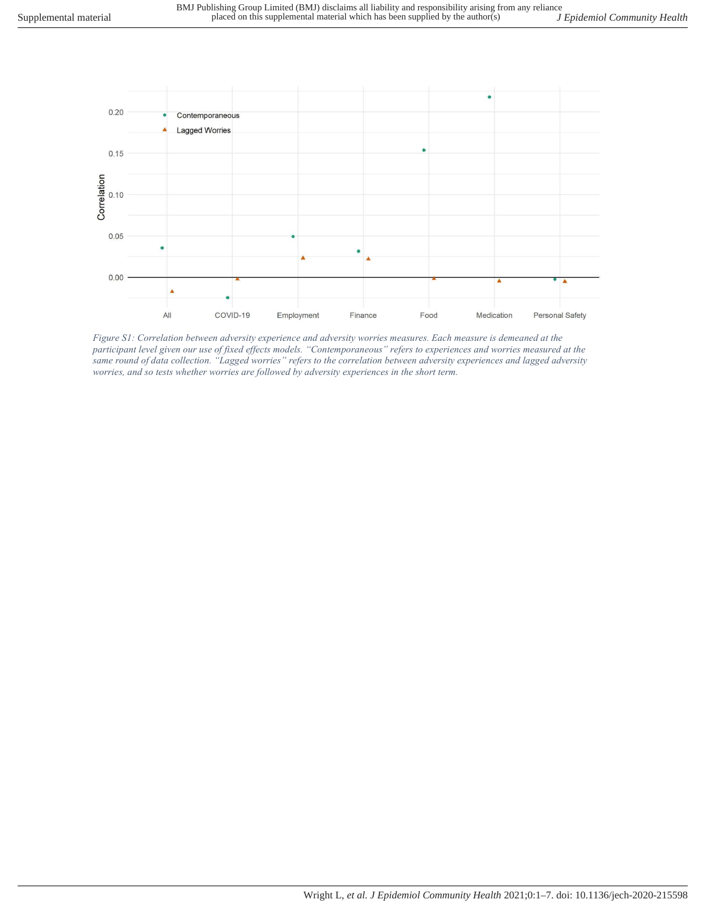*Figure S1: Correlation between adversity experience and adversity worries measures. Each measure is demeaned at the participant level given our use of fixed effects models. "Contemporaneous" refers to experiences and worries measured at the same round of data collection. "Lagged worries" refers to the correlation between adversity experiences and lagged adversity worries, and so tests whether worries are followed by adversity experiences in the short term.*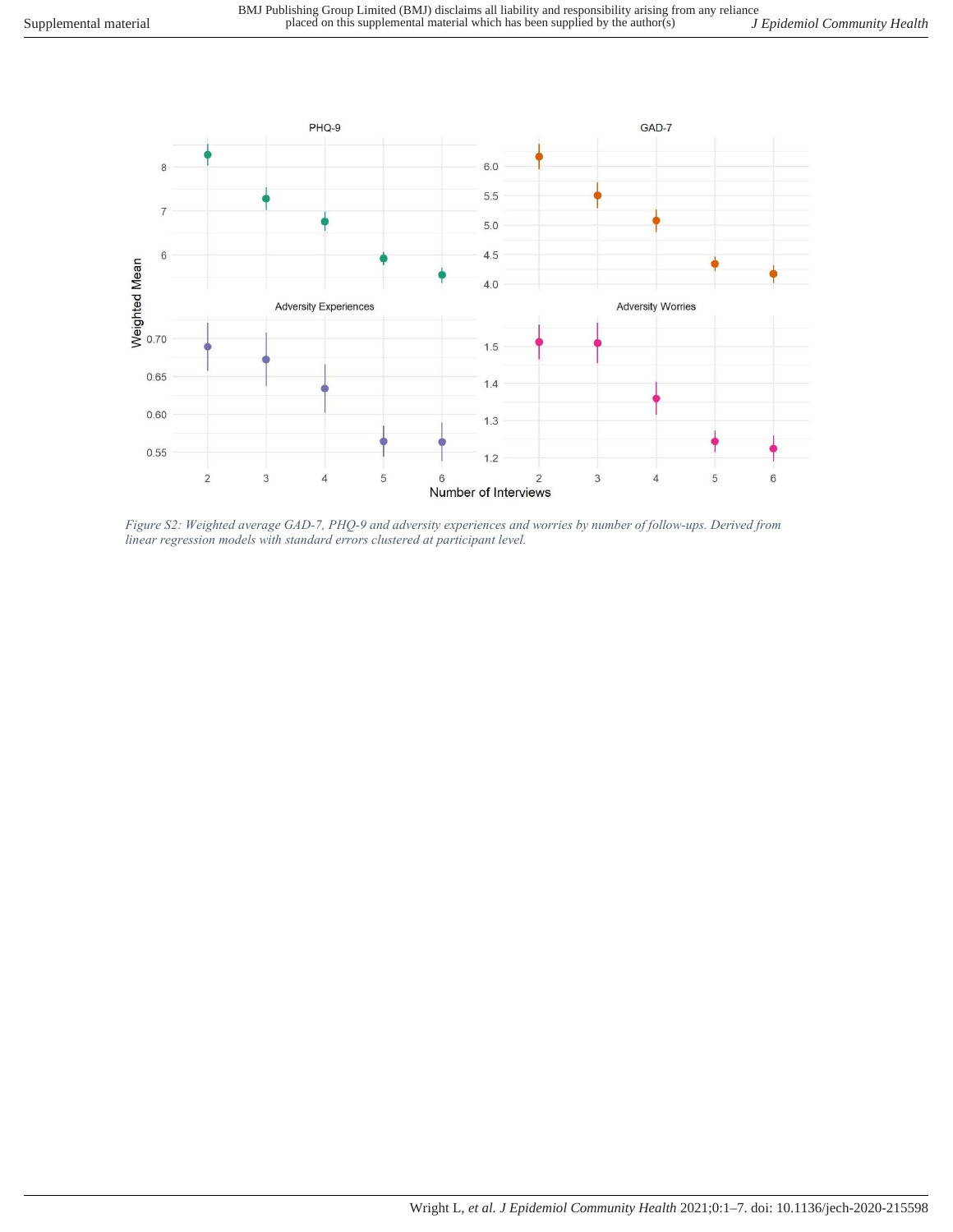*Figure S2: Weighted average GAD-7, PHQ-9 and adversity experiences and worries by number of follow-ups. Derived from linear regression models with standard errors clustered at participant level.*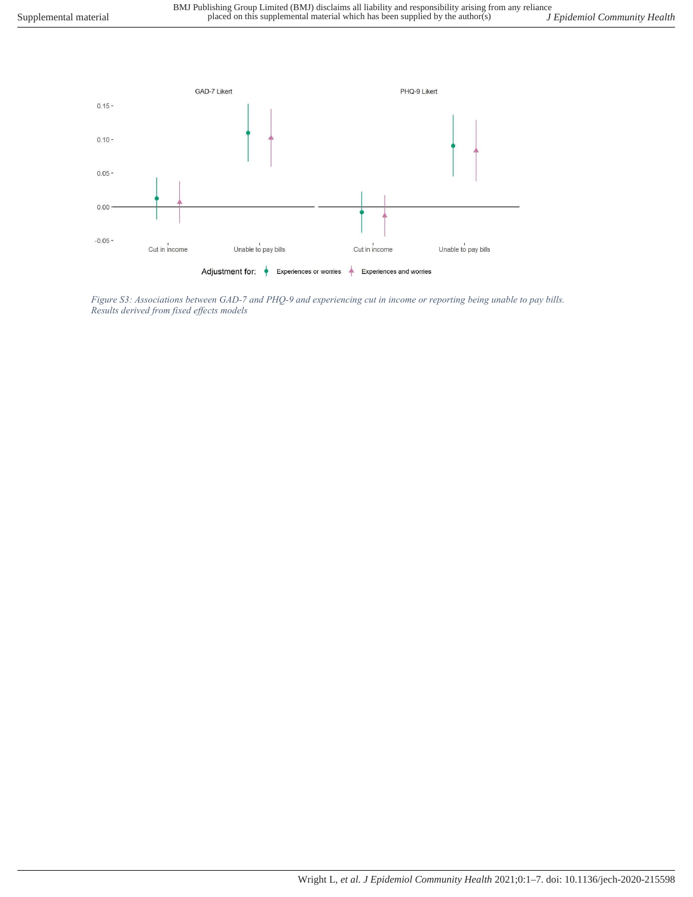*Figure S3: Associations between GAD-7 and PHQ-9 and experiencing cut in income or reporting being unable to pay bills. Results derived from fixed effects models*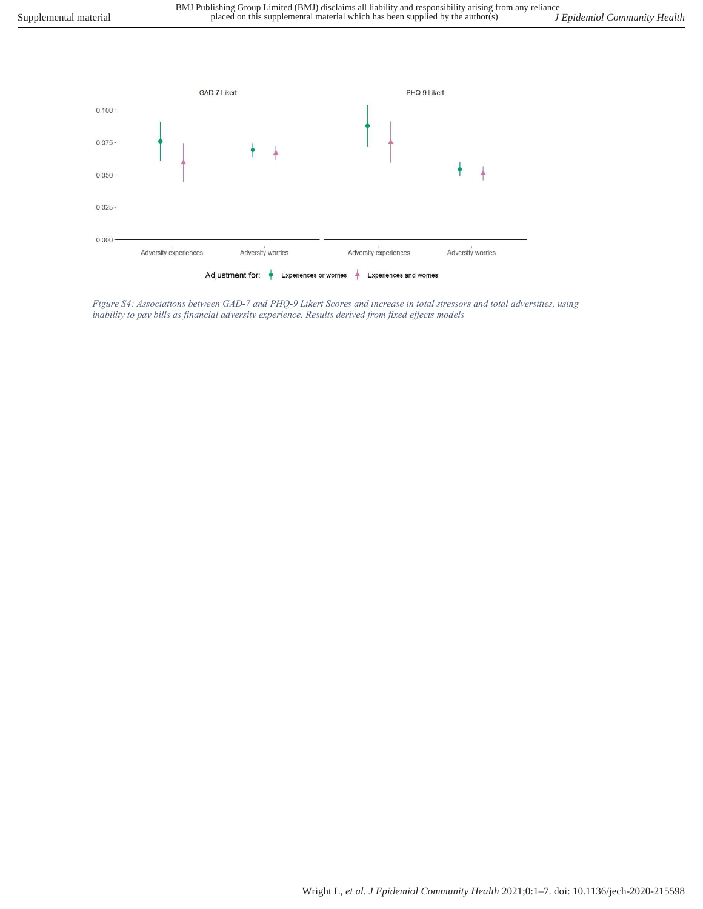*Figure S4: Associations between GAD-7 and PHQ-9 Likert Scores and increase in total stressors and total adversities, using inability to pay bills as financial adversity experience. Results derived from fixed effects models*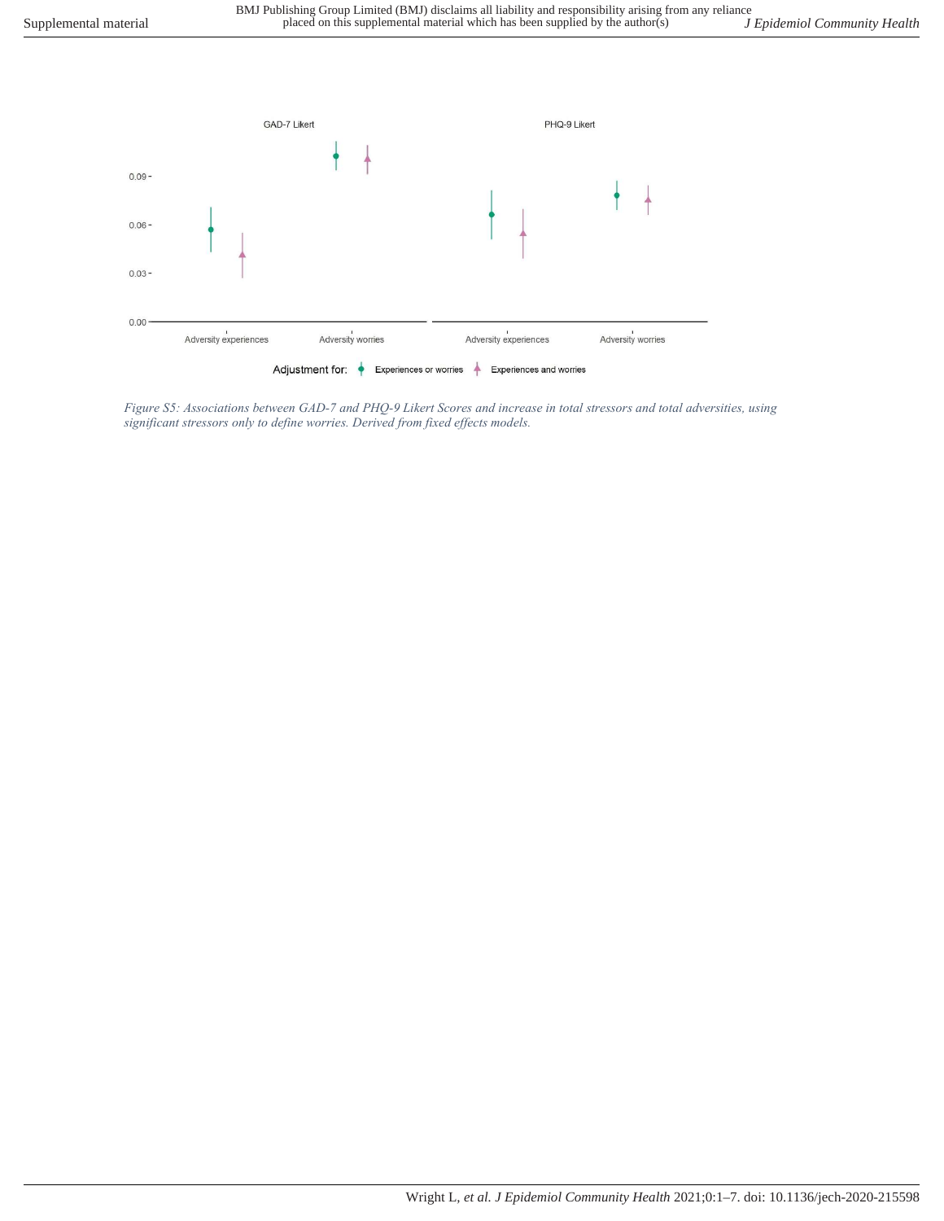*Figure S5: Associations between GAD-7 and PHQ-9 Likert Scores and increase in total stressors and total adversities, using significant stressors only to define worries. Derived from fixed effects models.*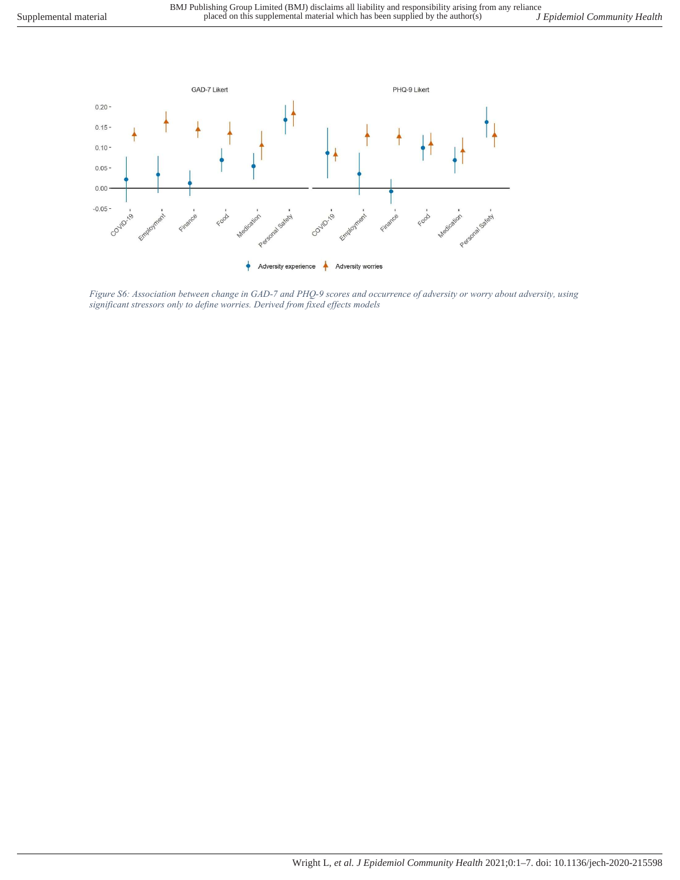*Figure S6: Association between change in GAD-7 and PHQ-9 scores and occurrence of adversity or worry about adversity, using significant stressors only to define worries. Derived from fixed effects models*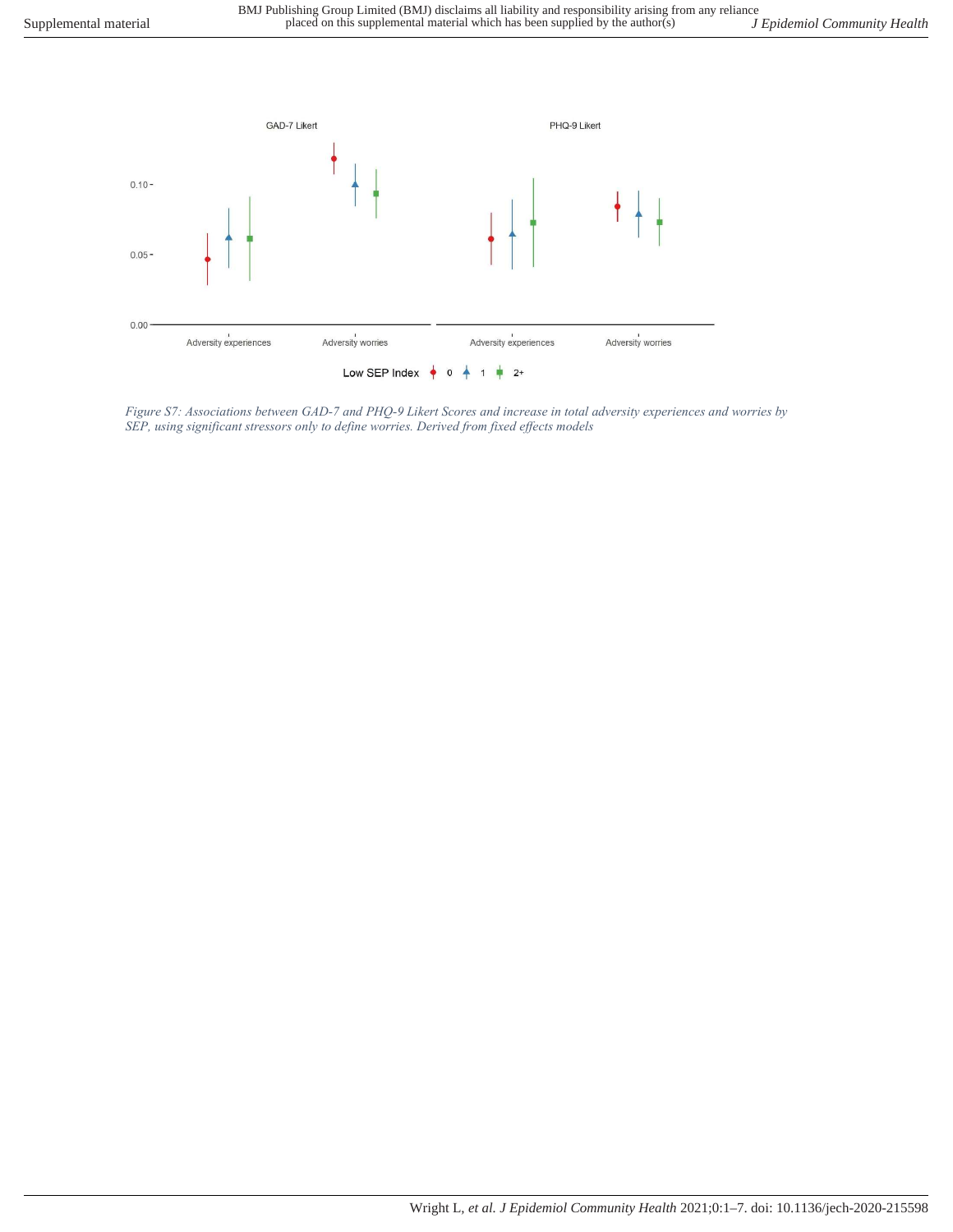*Figure S7: Associations between GAD-7 and PHQ-9 Likert Scores and increase in total adversity experiences and worries by SEP, using significant stressors only to define worries. Derived from fixed effects models*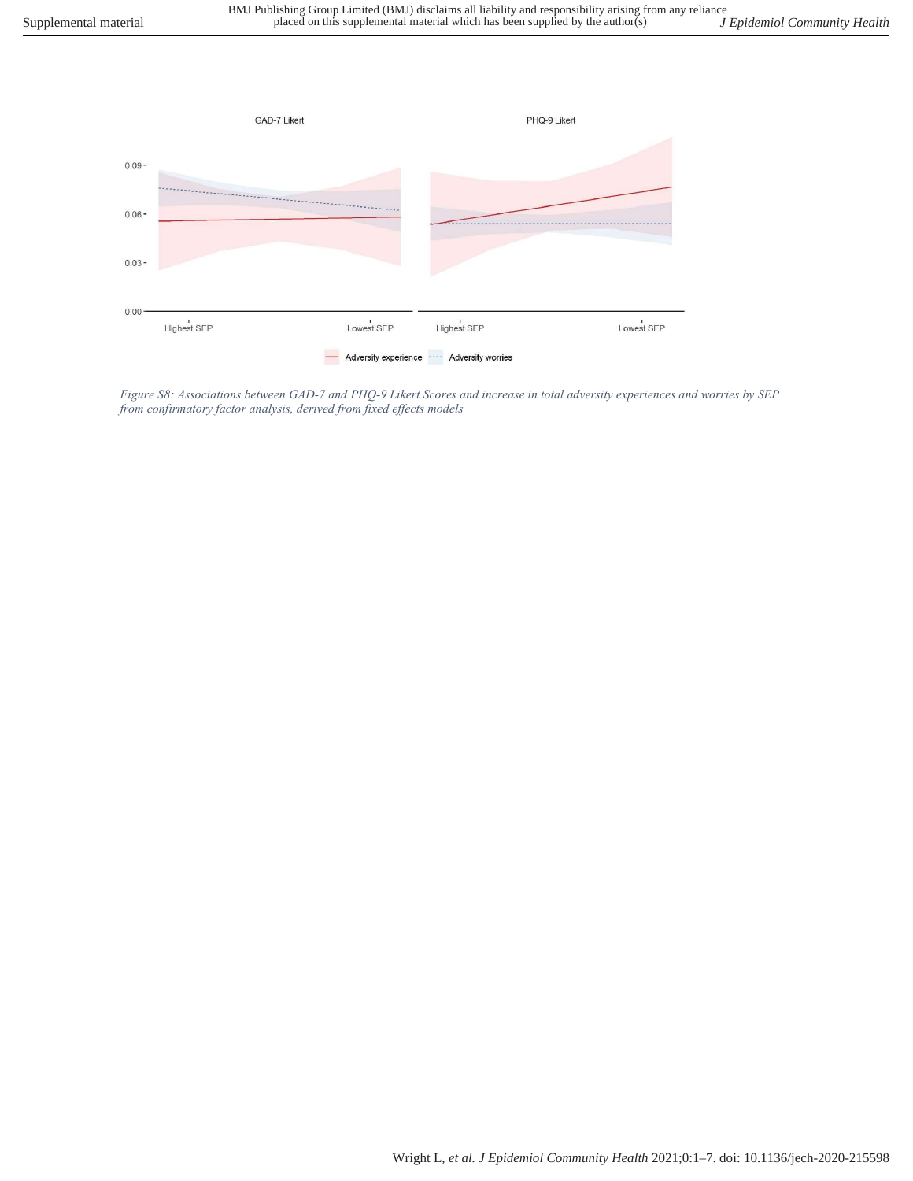GAD-7 Likert

PHQ-9 Likert

0.09

0.06

0.03

0.00

Highest SEP

Lowest SEP

Highest SEP

Lowest SEP

Adversity experience

Adversity worries

*Figure S8: Associations between GAD-7 and PHQ-9 Likert Scores and increase in total adversity experiences and worries by SEP from confirmatory factor analysis, derived from fixed effects models*